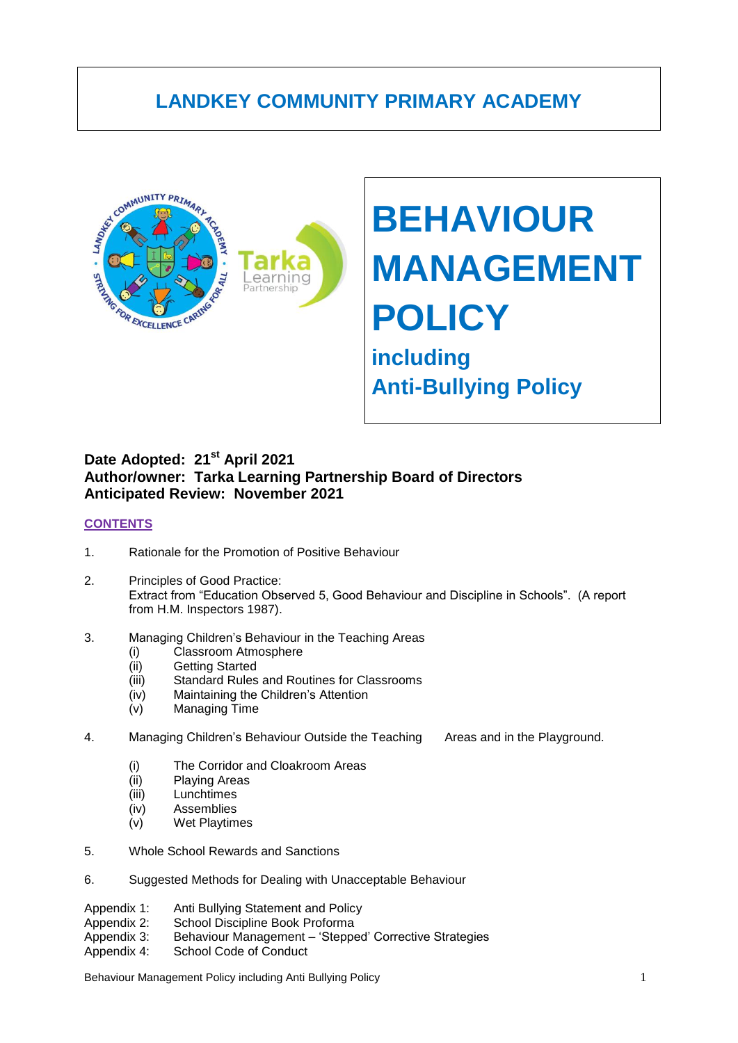# LANDKEY COMMUNITY PRIMARY ACADEMY

# BEHAVIOUR MANAGEMENT POLICY

## including Anti-Bullying Policy

**Date Adopted: 21st April 2021**
**Author/owner: Tarka Learning Partnership Board of Directors**
**Anticipated Review: November 2021**

**CONTENTS**

1. Rationale for the Promotion of Positive Behaviour

2. Principles of Good Practice:
   Extract from "Education Observed 5, Good Behaviour and Discipline in Schools". (A report from H.M. Inspectors 1987).

3. Managing Children's Behaviour in the Teaching Areas
   - (i) Classroom Atmosphere
   - (ii) Getting Started
   - (iii) Standard Rules and Routines for Classrooms
   - (iv) Maintaining the Children's Attention
   - (v) Managing Time

4. Managing Children's Behaviour Outside the Teaching Areas and in the Playground.
   - (i) The Corridor and Cloakroom Areas
   - (ii) Playing Areas
   - (iii) Lunchtimes
   - (iv) Assemblies
   - (v) Wet Playtimes

5. Whole School Rewards and Sanctions

6. Suggested Methods for Dealing with Unacceptable Behaviour

Appendix 1: Anti Bullying Statement and Policy
Appendix 2: School Discipline Book Proforma
Appendix 3: Behaviour Management – 'Stepped' Corrective Strategies
Appendix 4: School Code of Conduct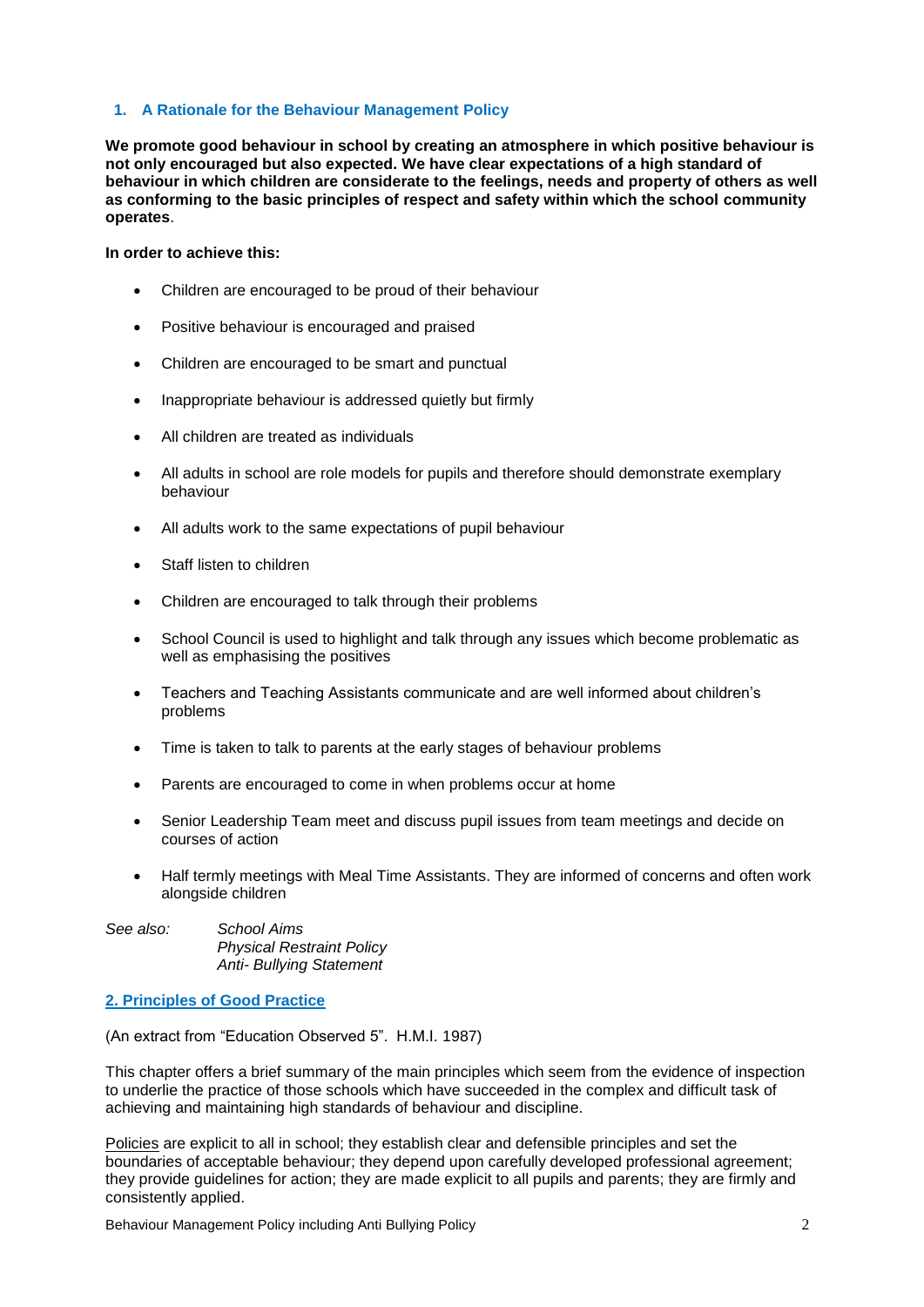## 1. A Rationale for the Behaviour Management Policy

**We promote good behaviour in school by creating an atmosphere in which positive behaviour is not only encouraged but also expected. We have clear expectations of a high standard of behaviour in which children are considerate to the feelings, needs and property of others as well as conforming to the basic principles of respect and safety within which the school community operates**.

**In order to achieve this:**

- Children are encouraged to be proud of their behaviour
- Positive behaviour is encouraged and praised
- Children are encouraged to be smart and punctual
- Inappropriate behaviour is addressed quietly but firmly
- All children are treated as individuals
- All adults in school are role models for pupils and therefore should demonstrate exemplary behaviour
- All adults work to the same expectations of pupil behaviour
- Staff listen to children
- Children are encouraged to talk through their problems
- School Council is used to highlight and talk through any issues which become problematic as well as emphasising the positives
- Teachers and Teaching Assistants communicate and are well informed about children's problems
- Time is taken to talk to parents at the early stages of behaviour problems
- Parents are encouraged to come in when problems occur at home
- Senior Leadership Team meet and discuss pupil issues from team meetings and decide on courses of action
- Half termly meetings with Meal Time Assistants. They are informed of concerns and often work alongside children

*See also:* *School Aims*
*Physical Restraint Policy*
*Anti- Bullying Statement*

## 2. Principles of Good Practice

(An extract from "Education Observed 5". H.M.I. 1987)

This chapter offers a brief summary of the main principles which seem from the evidence of inspection to underlie the practice of those schools which have succeeded in the complex and difficult task of achieving and maintaining high standards of behaviour and discipline.

Policies are explicit to all in school; they establish clear and defensible principles and set the boundaries of acceptable behaviour; they depend upon carefully developed professional agreement; they provide guidelines for action; they are made explicit to all pupils and parents; they are firmly and consistently applied.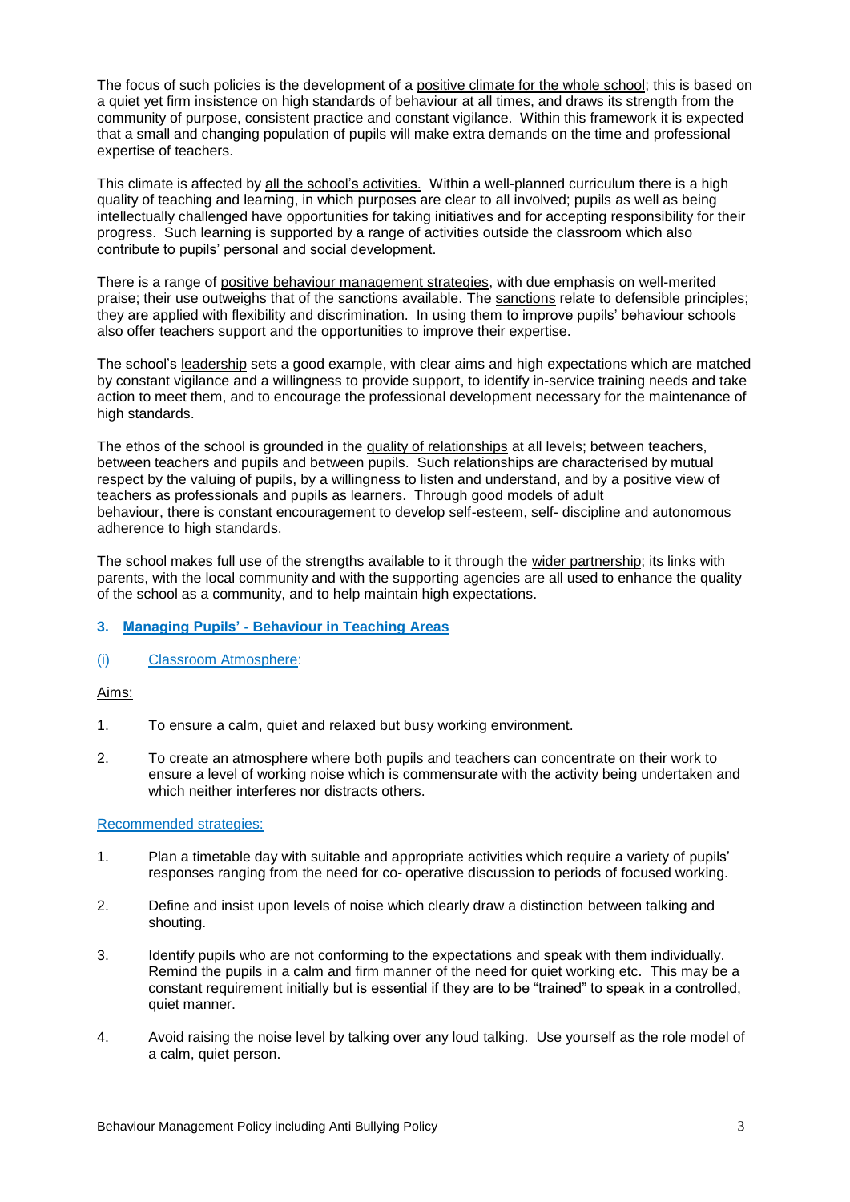The focus of such policies is the development of a positive climate for the whole school; this is based on a quiet yet firm insistence on high standards of behaviour at all times, and draws its strength from the community of purpose, consistent practice and constant vigilance. Within this framework it is expected that a small and changing population of pupils will make extra demands on the time and professional expertise of teachers.

This climate is affected by all the school's activities. Within a well-planned curriculum there is a high quality of teaching and learning, in which purposes are clear to all involved; pupils as well as being intellectually challenged have opportunities for taking initiatives and for accepting responsibility for their progress. Such learning is supported by a range of activities outside the classroom which also contribute to pupils' personal and social development.

There is a range of positive behaviour management strategies, with due emphasis on well-merited praise; their use outweighs that of the sanctions available. The sanctions relate to defensible principles; they are applied with flexibility and discrimination. In using them to improve pupils' behaviour schools also offer teachers support and the opportunities to improve their expertise.

The school's leadership sets a good example, with clear aims and high expectations which are matched by constant vigilance and a willingness to provide support, to identify in-service training needs and take action to meet them, and to encourage the professional development necessary for the maintenance of high standards.

The ethos of the school is grounded in the quality of relationships at all levels; between teachers, between teachers and pupils and between pupils. Such relationships are characterised by mutual respect by the valuing of pupils, by a willingness to listen and understand, and by a positive view of teachers as professionals and pupils as learners. Through good models of adult behaviour, there is constant encouragement to develop self-esteem, self- discipline and autonomous adherence to high standards.

The school makes full use of the strengths available to it through the wider partnership; its links with parents, with the local community and with the supporting agencies are all used to enhance the quality of the school as a community, and to help maintain high expectations.

## 3. Managing Pupils' - Behaviour in Teaching Areas

### (i) Classroom Atmosphere:

Aims:

1. To ensure a calm, quiet and relaxed but busy working environment.
2. To create an atmosphere where both pupils and teachers can concentrate on their work to ensure a level of working noise which is commensurate with the activity being undertaken and which neither interferes nor distracts others.

Recommended strategies:

1. Plan a timetable day with suitable and appropriate activities which require a variety of pupils' responses ranging from the need for co- operative discussion to periods of focused working.
2. Define and insist upon levels of noise which clearly draw a distinction between talking and shouting.
3. Identify pupils who are not conforming to the expectations and speak with them individually. Remind the pupils in a calm and firm manner of the need for quiet working etc. This may be a constant requirement initially but is essential if they are to be "trained" to speak in a controlled, quiet manner.
4. Avoid raising the noise level by talking over any loud talking. Use yourself as the role model of a calm, quiet person.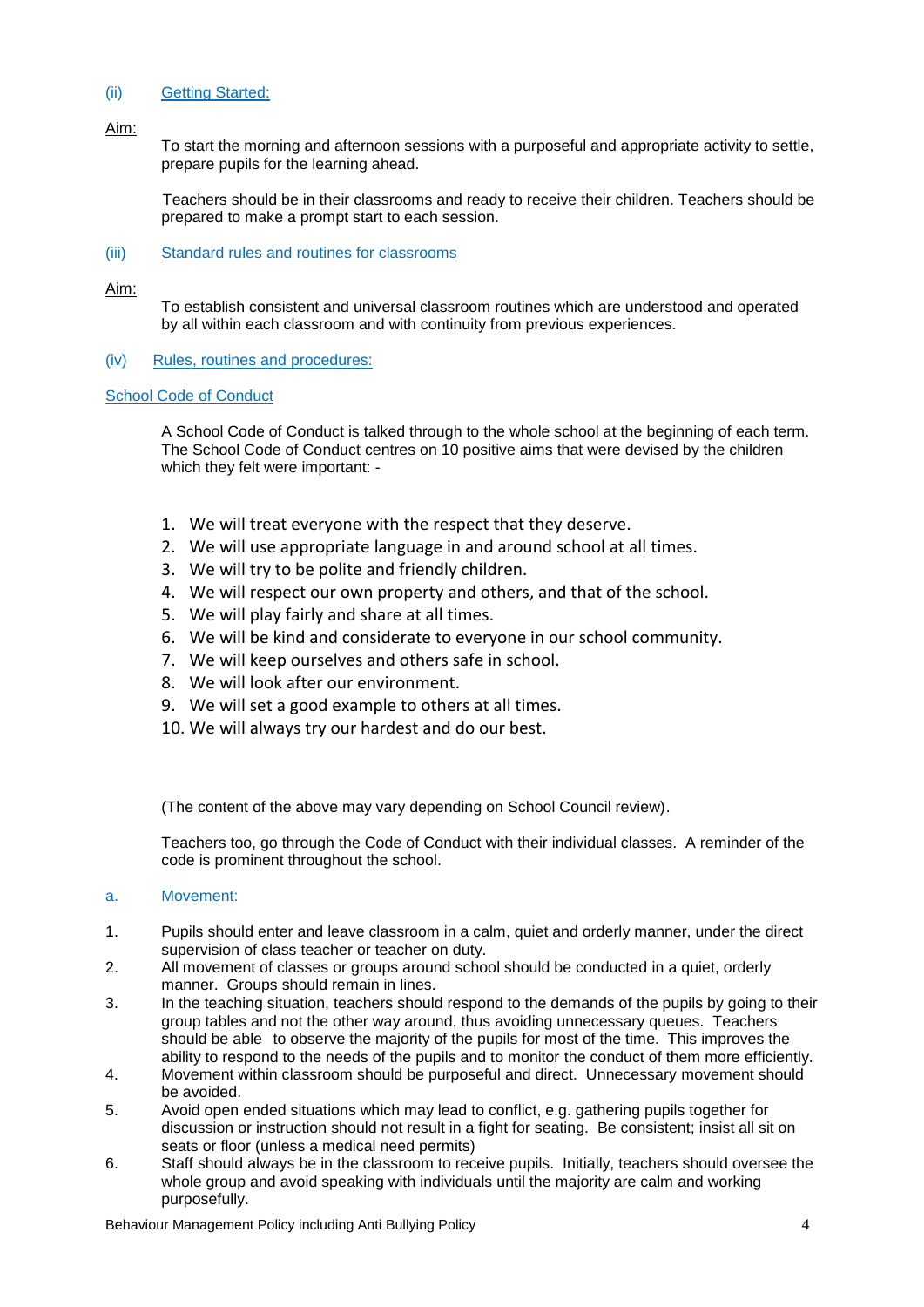### (ii) Getting Started:

Aim:

To start the morning and afternoon sessions with a purposeful and appropriate activity to settle, prepare pupils for the learning ahead.

Teachers should be in their classrooms and ready to receive their children. Teachers should be prepared to make a prompt start to each session.

### (iii) Standard rules and routines for classrooms

Aim:

To establish consistent and universal classroom routines which are understood and operated by all within each classroom and with continuity from previous experiences.

### (iv) Rules, routines and procedures:

#### School Code of Conduct

A School Code of Conduct is talked through to the whole school at the beginning of each term. The School Code of Conduct centres on 10 positive aims that were devised by the children which they felt were important: -

1. We will treat everyone with the respect that they deserve.
2. We will use appropriate language in and around school at all times.
3. We will try to be polite and friendly children.
4. We will respect our own property and others, and that of the school.
5. We will play fairly and share at all times.
6. We will be kind and considerate to everyone in our school community.
7. We will keep ourselves and others safe in school.
8. We will look after our environment.
9. We will set a good example to others at all times.
10. We will always try our hardest and do our best.

(The content of the above may vary depending on School Council review).

Teachers too, go through the Code of Conduct with their individual classes. A reminder of the code is prominent throughout the school.

#### a. Movement:

1. Pupils should enter and leave classroom in a calm, quiet and orderly manner, under the direct supervision of class teacher or teacher on duty.
2. All movement of classes or groups around school should be conducted in a quiet, orderly manner. Groups should remain in lines.
3. In the teaching situation, teachers should respond to the demands of the pupils by going to their group tables and not the other way around, thus avoiding unnecessary queues. Teachers should be able to observe the majority of the pupils for most of the time. This improves the ability to respond to the needs of the pupils and to monitor the conduct of them more efficiently.
4. Movement within classroom should be purposeful and direct. Unnecessary movement should be avoided.
5. Avoid open ended situations which may lead to conflict, e.g. gathering pupils together for discussion or instruction should not result in a fight for seating. Be consistent; insist all sit on seats or floor (unless a medical need permits)
6. Staff should always be in the classroom to receive pupils. Initially, teachers should oversee the whole group and avoid speaking with individuals until the majority are calm and working purposefully.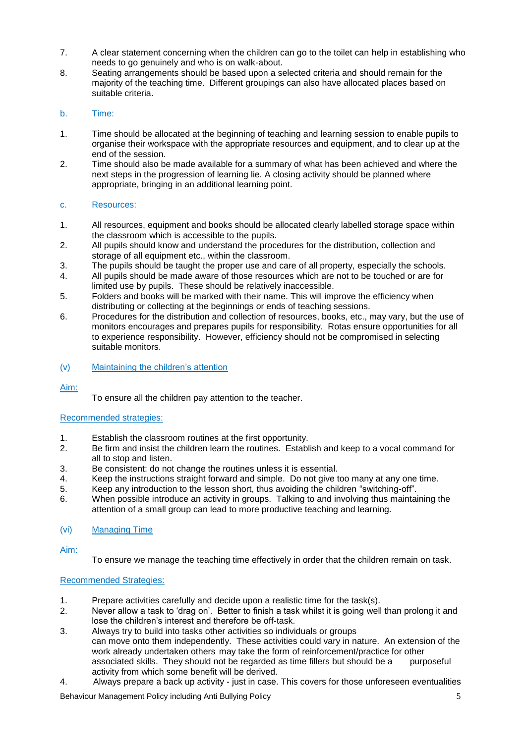7. A clear statement concerning when the children can go to the toilet can help in establishing who needs to go genuinely and who is on walk-about.
8. Seating arrangements should be based upon a selected criteria and should remain for the majority of the teaching time. Different groupings can also have allocated places based on suitable criteria.

b. Time:

1. Time should be allocated at the beginning of teaching and learning session to enable pupils to organise their workspace with the appropriate resources and equipment, and to clear up at the end of the session.
2. Time should also be made available for a summary of what has been achieved and where the next steps in the progression of learning lie. A closing activity should be planned where appropriate, bringing in an additional learning point.

c. Resources:

1. All resources, equipment and books should be allocated clearly labelled storage space within the classroom which is accessible to the pupils.
2. All pupils should know and understand the procedures for the distribution, collection and storage of all equipment etc., within the classroom.
3. The pupils should be taught the proper use and care of all property, especially the schools.
4. All pupils should be made aware of those resources which are not to be touched or are for limited use by pupils. These should be relatively inaccessible.
5. Folders and books will be marked with their name. This will improve the efficiency when distributing or collecting at the beginnings or ends of teaching sessions.
6. Procedures for the distribution and collection of resources, books, etc., may vary, but the use of monitors encourages and prepares pupils for responsibility. Rotas ensure opportunities for all to experience responsibility. However, efficiency should not be compromised in selecting suitable monitors.

(v) Maintaining the children's attention

Aim:

To ensure all the children pay attention to the teacher.

Recommended strategies:

1. Establish the classroom routines at the first opportunity.
2. Be firm and insist the children learn the routines. Establish and keep to a vocal command for all to stop and listen.
3. Be consistent: do not change the routines unless it is essential.
4. Keep the instructions straight forward and simple. Do not give too many at any one time.
5. Keep any introduction to the lesson short, thus avoiding the children "switching-off".
6. When possible introduce an activity in groups. Talking to and involving thus maintaining the attention of a small group can lead to more productive teaching and learning.

(vi) Managing Time

Aim:

To ensure we manage the teaching time effectively in order that the children remain on task.

Recommended Strategies:

1. Prepare activities carefully and decide upon a realistic time for the task(s).
2. Never allow a task to 'drag on'. Better to finish a task whilst it is going well than prolong it and lose the children's interest and therefore be off-task.
3. Always try to build into tasks other activities so individuals or groups can move onto them independently. These activities could vary in nature. An extension of the work already undertaken others may take the form of reinforcement/practice for other associated skills. They should not be regarded as time fillers but should be a purposeful activity from which some benefit will be derived.
4. Always prepare a back up activity - just in case. This covers for those unforeseen eventualities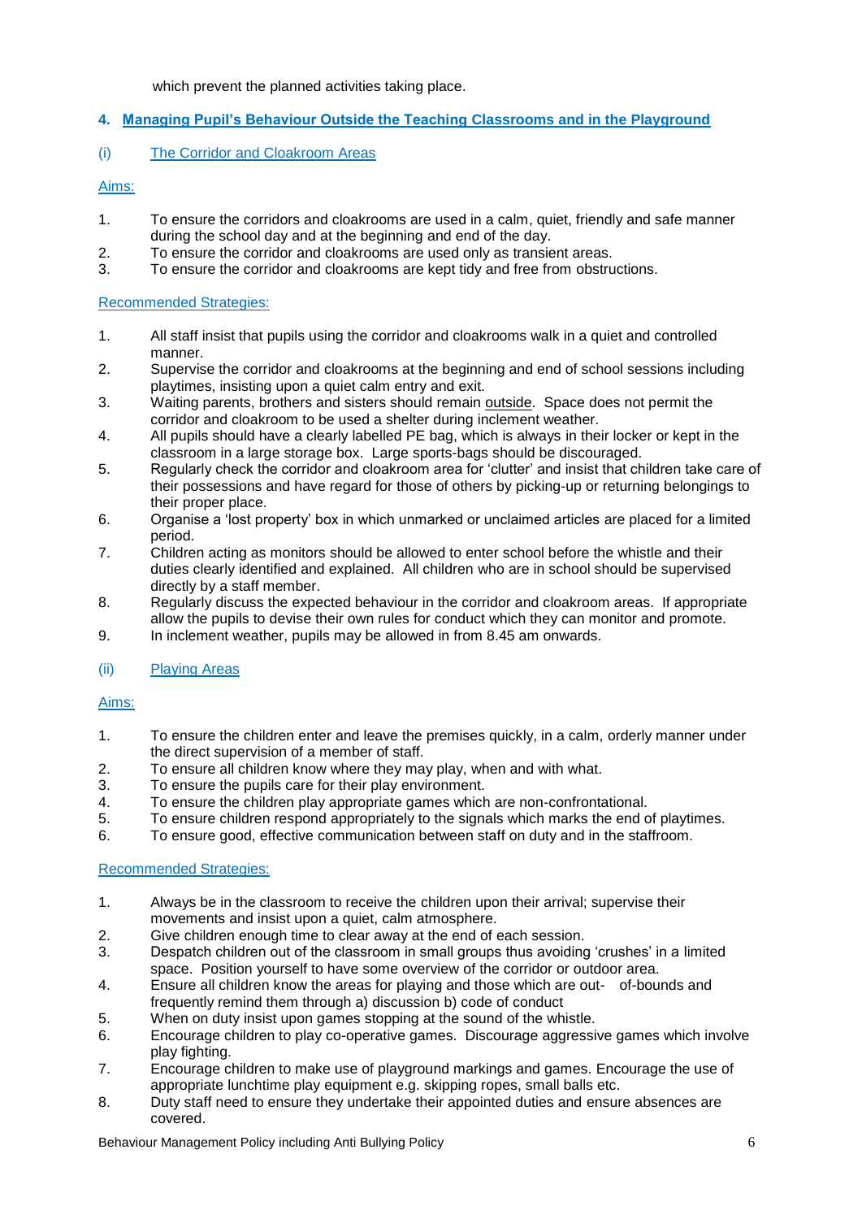which prevent the planned activities taking place.

## 4. Managing Pupil's Behaviour Outside the Teaching Classrooms and in the Playground

### (i) The Corridor and Cloakroom Areas

#### Aims:

1. To ensure the corridors and cloakrooms are used in a calm, quiet, friendly and safe manner during the school day and at the beginning and end of the day.
2. To ensure the corridor and cloakrooms are used only as transient areas.
3. To ensure the corridor and cloakrooms are kept tidy and free from obstructions.

#### Recommended Strategies:

1. All staff insist that pupils using the corridor and cloakrooms walk in a quiet and controlled manner.
2. Supervise the corridor and cloakrooms at the beginning and end of school sessions including playtimes, insisting upon a quiet calm entry and exit.
3. Waiting parents, brothers and sisters should remain outside. Space does not permit the corridor and cloakroom to be used a shelter during inclement weather.
4. All pupils should have a clearly labelled PE bag, which is always in their locker or kept in the classroom in a large storage box. Large sports-bags should be discouraged.
5. Regularly check the corridor and cloakroom area for 'clutter' and insist that children take care of their possessions and have regard for those of others by picking-up or returning belongings to their proper place.
6. Organise a 'lost property' box in which unmarked or unclaimed articles are placed for a limited period.
7. Children acting as monitors should be allowed to enter school before the whistle and their duties clearly identified and explained. All children who are in school should be supervised directly by a staff member.
8. Regularly discuss the expected behaviour in the corridor and cloakroom areas. If appropriate allow the pupils to devise their own rules for conduct which they can monitor and promote.
9. In inclement weather, pupils may be allowed in from 8.45 am onwards.

### (ii) Playing Areas

#### Aims:

1. To ensure the children enter and leave the premises quickly, in a calm, orderly manner under the direct supervision of a member of staff.
2. To ensure all children know where they may play, when and with what.
3. To ensure the pupils care for their play environment.
4. To ensure the children play appropriate games which are non-confrontational.
5. To ensure children respond appropriately to the signals which marks the end of playtimes.
6. To ensure good, effective communication between staff on duty and in the staffroom.

#### Recommended Strategies:

1. Always be in the classroom to receive the children upon their arrival; supervise their movements and insist upon a quiet, calm atmosphere.
2. Give children enough time to clear away at the end of each session.
3. Despatch children out of the classroom in small groups thus avoiding 'crushes' in a limited space. Position yourself to have some overview of the corridor or outdoor area.
4. Ensure all children know the areas for playing and those which are out- of-bounds and frequently remind them through a) discussion b) code of conduct
5. When on duty insist upon games stopping at the sound of the whistle.
6. Encourage children to play co-operative games. Discourage aggressive games which involve play fighting.
7. Encourage children to make use of playground markings and games. Encourage the use of appropriate lunchtime play equipment e.g. skipping ropes, small balls etc.
8. Duty staff need to ensure they undertake their appointed duties and ensure absences are covered.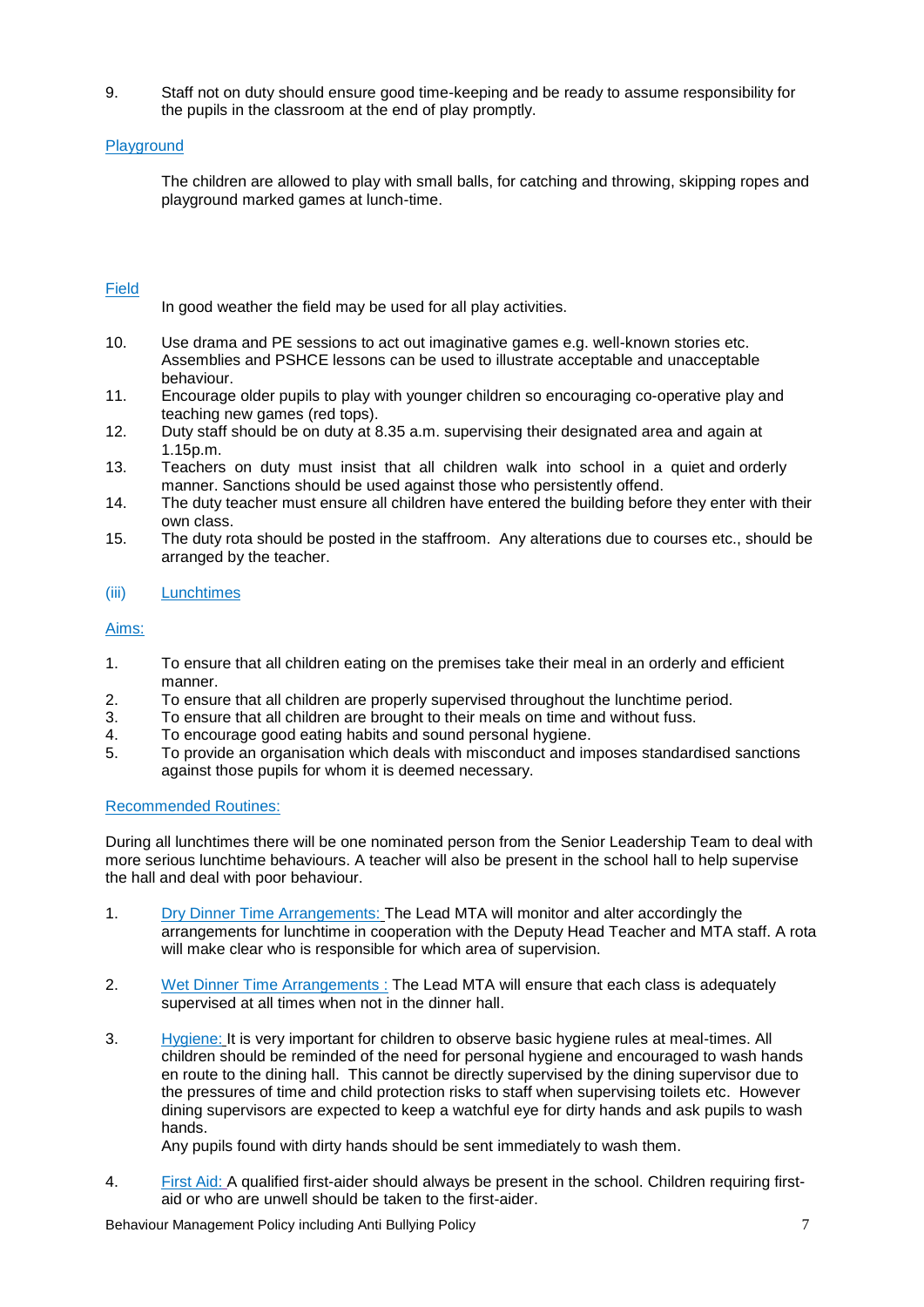9. Staff not on duty should ensure good time-keeping and be ready to assume responsibility for the pupils in the classroom at the end of play promptly.

Playground

The children are allowed to play with small balls, for catching and throwing, skipping ropes and playground marked games at lunch-time.

Field

In good weather the field may be used for all play activities.

10. Use drama and PE sessions to act out imaginative games e.g. well-known stories etc. Assemblies and PSHCE lessons can be used to illustrate acceptable and unacceptable behaviour.
11. Encourage older pupils to play with younger children so encouraging co-operative play and teaching new games (red tops).
12. Duty staff should be on duty at 8.35 a.m. supervising their designated area and again at 1.15p.m.
13. Teachers on duty must insist that all children walk into school in a quiet and orderly manner. Sanctions should be used against those who persistently offend.
14. The duty teacher must ensure all children have entered the building before they enter with their own class.
15. The duty rota should be posted in the staffroom. Any alterations due to courses etc., should be arranged by the teacher.

(iii) Lunchtimes

Aims:

1. To ensure that all children eating on the premises take their meal in an orderly and efficient manner.
2. To ensure that all children are properly supervised throughout the lunchtime period.
3. To ensure that all children are brought to their meals on time and without fuss.
4. To encourage good eating habits and sound personal hygiene.
5. To provide an organisation which deals with misconduct and imposes standardised sanctions against those pupils for whom it is deemed necessary.

Recommended Routines:

During all lunchtimes there will be one nominated person from the Senior Leadership Team to deal with more serious lunchtime behaviours. A teacher will also be present in the school hall to help supervise the hall and deal with poor behaviour.

1. Dry Dinner Time Arrangements: The Lead MTA will monitor and alter accordingly the arrangements for lunchtime in cooperation with the Deputy Head Teacher and MTA staff. A rota will make clear who is responsible for which area of supervision.

2. Wet Dinner Time Arrangements : The Lead MTA will ensure that each class is adequately supervised at all times when not in the dinner hall.

3. Hygiene: It is very important for children to observe basic hygiene rules at meal-times. All children should be reminded of the need for personal hygiene and encouraged to wash hands en route to the dining hall. This cannot be directly supervised by the dining supervisor due to the pressures of time and child protection risks to staff when supervising toilets etc. However dining supervisors are expected to keep a watchful eye for dirty hands and ask pupils to wash hands.
Any pupils found with dirty hands should be sent immediately to wash them.

4. First Aid: A qualified first-aider should always be present in the school. Children requiring first-aid or who are unwell should be taken to the first-aider.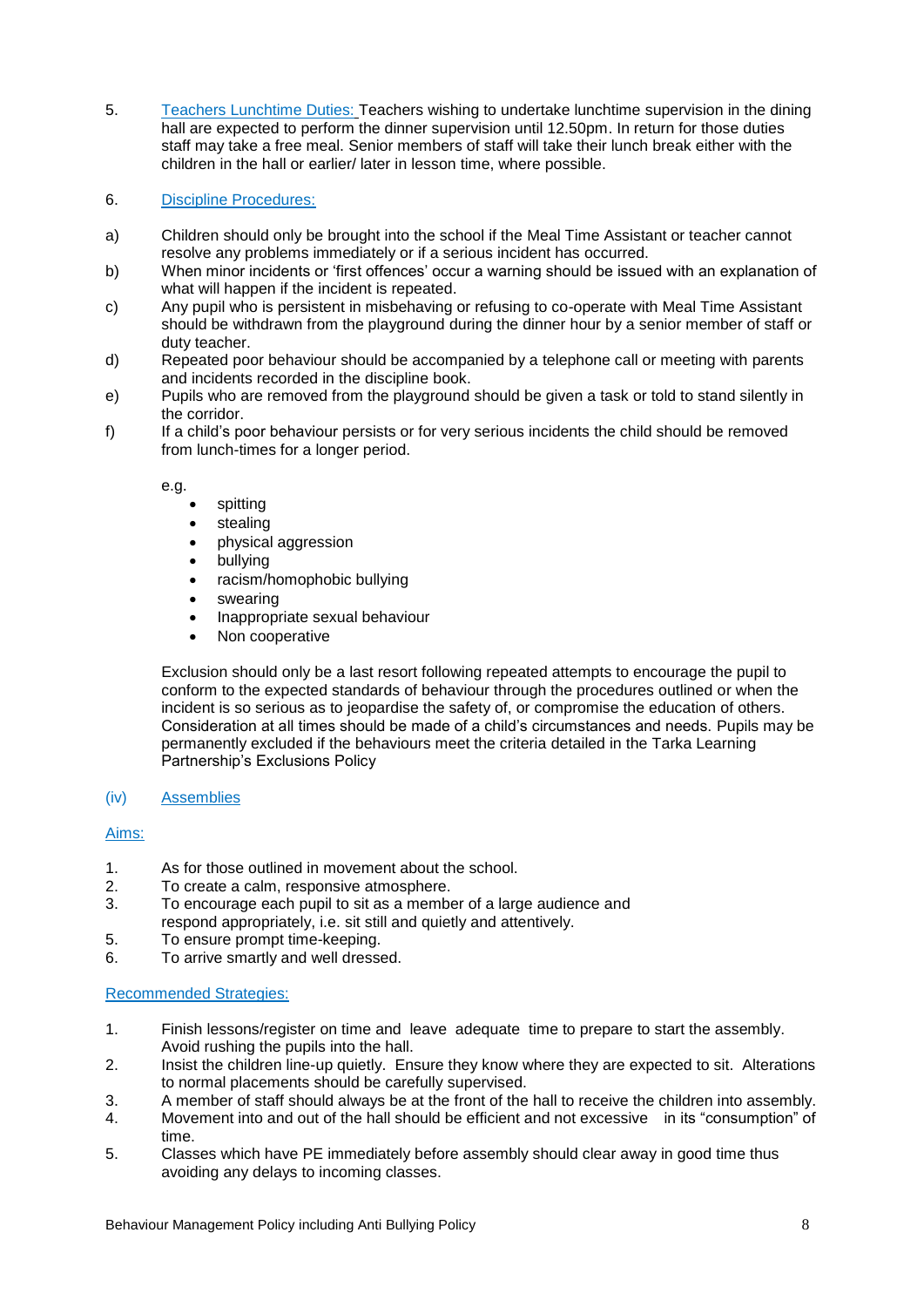5. Teachers Lunchtime Duties: Teachers wishing to undertake lunchtime supervision in the dining hall are expected to perform the dinner supervision until 12.50pm. In return for those duties staff may take a free meal. Senior members of staff will take their lunch break either with the children in the hall or earlier/ later in lesson time, where possible.

6. Discipline Procedures:

a) Children should only be brought into the school if the Meal Time Assistant or teacher cannot resolve any problems immediately or if a serious incident has occurred.

b) When minor incidents or 'first offences' occur a warning should be issued with an explanation of what will happen if the incident is repeated.

c) Any pupil who is persistent in misbehaving or refusing to co-operate with Meal Time Assistant should be withdrawn from the playground during the dinner hour by a senior member of staff or duty teacher.

d) Repeated poor behaviour should be accompanied by a telephone call or meeting with parents and incidents recorded in the discipline book.

e) Pupils who are removed from the playground should be given a task or told to stand silently in the corridor.

f) If a child's poor behaviour persists or for very serious incidents the child should be removed from lunch-times for a longer period.

e.g.

- spitting
- stealing
- physical aggression
- bullying
- racism/homophobic bullying
- swearing
- Inappropriate sexual behaviour
- Non cooperative

Exclusion should only be a last resort following repeated attempts to encourage the pupil to conform to the expected standards of behaviour through the procedures outlined or when the incident is so serious as to jeopardise the safety of, or compromise the education of others. Consideration at all times should be made of a child's circumstances and needs. Pupils may be permanently excluded if the behaviours meet the criteria detailed in the Tarka Learning Partnership's Exclusions Policy

### (iv) Assemblies

#### Aims:

1. As for those outlined in movement about the school.
2. To create a calm, responsive atmosphere.
3. To encourage each pupil to sit as a member of a large audience and respond appropriately, i.e. sit still and quietly and attentively.
5. To ensure prompt time-keeping.
6. To arrive smartly and well dressed.

#### Recommended Strategies:

1. Finish lessons/register on time and leave adequate time to prepare to start the assembly. Avoid rushing the pupils into the hall.
2. Insist the children line-up quietly. Ensure they know where they are expected to sit. Alterations to normal placements should be carefully supervised.
3. A member of staff should always be at the front of the hall to receive the children into assembly.
4. Movement into and out of the hall should be efficient and not excessive in its "consumption" of time.
5. Classes which have PE immediately before assembly should clear away in good time thus avoiding any delays to incoming classes.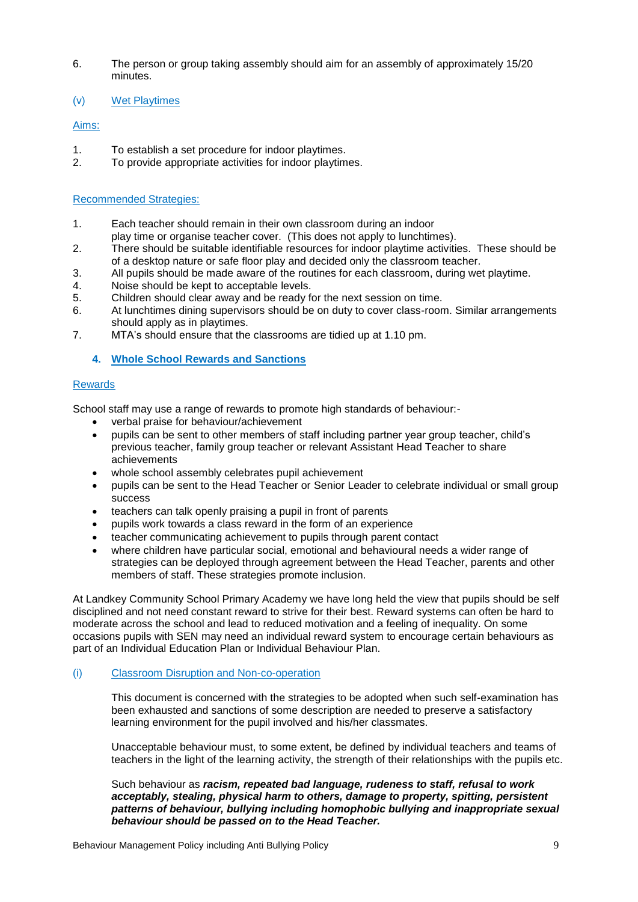6. The person or group taking assembly should aim for an assembly of approximately 15/20 minutes.

### (v) Wet Playtimes

Aims:

1. To establish a set procedure for indoor playtimes.
2. To provide appropriate activities for indoor playtimes.

Recommended Strategies:

1. Each teacher should remain in their own classroom during an indoor play time or organise teacher cover. (This does not apply to lunchtimes).
2. There should be suitable identifiable resources for indoor playtime activities. These should be of a desktop nature or safe floor play and decided only the classroom teacher.
3. All pupils should be made aware of the routines for each classroom, during wet playtime.
4. Noise should be kept to acceptable levels.
5. Children should clear away and be ready for the next session on time.
6. At lunchtimes dining supervisors should be on duty to cover class-room. Similar arrangements should apply as in playtimes.
7. MTA's should ensure that the classrooms are tidied up at 1.10 pm.

## 4. Whole School Rewards and Sanctions

### Rewards

School staff may use a range of rewards to promote high standards of behaviour:-

- verbal praise for behaviour/achievement
- pupils can be sent to other members of staff including partner year group teacher, child's previous teacher, family group teacher or relevant Assistant Head Teacher to share achievements
- whole school assembly celebrates pupil achievement
- pupils can be sent to the Head Teacher or Senior Leader to celebrate individual or small group success
- teachers can talk openly praising a pupil in front of parents
- pupils work towards a class reward in the form of an experience
- teacher communicating achievement to pupils through parent contact
- where children have particular social, emotional and behavioural needs a wider range of strategies can be deployed through agreement between the Head Teacher, parents and other members of staff. These strategies promote inclusion.

At Landkey Community School Primary Academy we have long held the view that pupils should be self disciplined and not need constant reward to strive for their best. Reward systems can often be hard to moderate across the school and lead to reduced motivation and a feeling of inequality. On some occasions pupils with SEN may need an individual reward system to encourage certain behaviours as part of an Individual Education Plan or Individual Behaviour Plan.

### (i) Classroom Disruption and Non-co-operation

This document is concerned with the strategies to be adopted when such self-examination has been exhausted and sanctions of some description are needed to preserve a satisfactory learning environment for the pupil involved and his/her classmates.

Unacceptable behaviour must, to some extent, be defined by individual teachers and teams of teachers in the light of the learning activity, the strength of their relationships with the pupils etc.

Such behaviour as ***racism, repeated bad language, rudeness to staff, refusal to work acceptably, stealing, physical harm to others, damage to property, spitting, persistent patterns of behaviour, bullying including homophobic bullying and inappropriate sexual behaviour should be passed on to the Head Teacher.***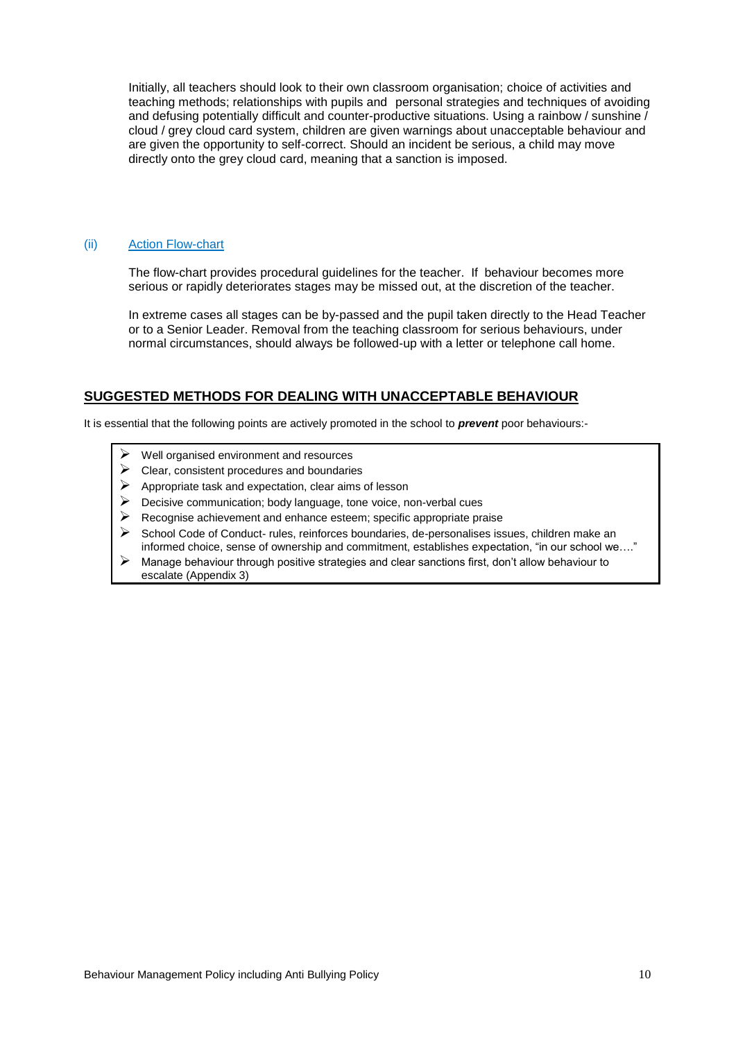Initially, all teachers should look to their own classroom organisation; choice of activities and teaching methods; relationships with pupils and personal strategies and techniques of avoiding and defusing potentially difficult and counter-productive situations. Using a rainbow / sunshine / cloud / grey cloud card system, children are given warnings about unacceptable behaviour and are given the opportunity to self-correct. Should an incident be serious, a child may move directly onto the grey cloud card, meaning that a sanction is imposed.

(ii) Action Flow-chart

The flow-chart provides procedural guidelines for the teacher. If behaviour becomes more serious or rapidly deteriorates stages may be missed out, at the discretion of the teacher.

In extreme cases all stages can be by-passed and the pupil taken directly to the Head Teacher or to a Senior Leader. Removal from the teaching classroom for serious behaviours, under normal circumstances, should always be followed-up with a letter or telephone call home.

## SUGGESTED METHODS FOR DEALING WITH UNACCEPTABLE BEHAVIOUR

It is essential that the following points are actively promoted in the school to ***prevent*** poor behaviours:-

- Well organised environment and resources
- Clear, consistent procedures and boundaries
- Appropriate task and expectation, clear aims of lesson
- Decisive communication; body language, tone voice, non-verbal cues
- Recognise achievement and enhance esteem; specific appropriate praise
- School Code of Conduct- rules, reinforces boundaries, de-personalises issues, children make an informed choice, sense of ownership and commitment, establishes expectation, "in our school we…."
- Manage behaviour through positive strategies and clear sanctions first, don't allow behaviour to escalate (Appendix 3)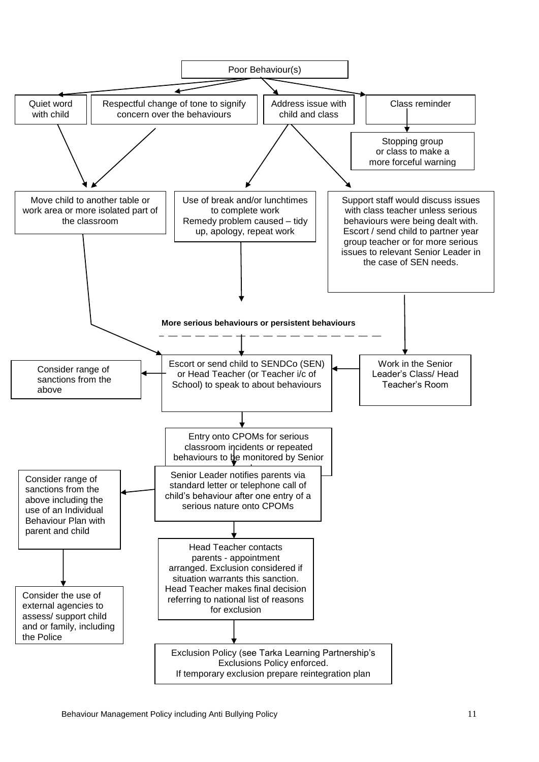Poor Behaviour(s)

- Quiet word with child
- Respectful change of tone to signify concern over the behaviours
- Address issue with child and class
- Class reminder
  - Stopping group or class to make a more forceful warning

Move child to another table or work area or more isolated part of the classroom

Use of break and/or lunchtimes to complete work
Remedy problem caused – tidy up, apology, repeat work

Support staff would discuss issues with class teacher unless serious behaviours were being dealt with. Escort / send child to partner year group teacher or for more serious issues to relevant Senior Leader in the case of SEN needs.

**More serious behaviours or persistent behaviours**

Escort or send child to SENDCo (SEN) or Head Teacher (or Teacher i/c of School) to speak to about behaviours

Consider range of sanctions from the above

Work in the Senior Leader's Class/ Head Teacher's Room

Entry onto CPOMs for serious classroom incidents or repeated behaviours to be monitored by Senior

Senior Leader notifies parents via standard letter or telephone call of child's behaviour after one entry of a serious nature onto CPOMs

Consider range of sanctions from the above including the use of an Individual Behaviour Plan with parent and child

Consider the use of external agencies to assess/ support child and or family, including the Police

Head Teacher contacts parents - appointment arranged. Exclusion considered if situation warrants this sanction. Head Teacher makes final decision referring to national list of reasons for exclusion

Exclusion Policy (see Tarka Learning Partnership's Exclusions Policy enforced.
If temporary exclusion prepare reintegration plan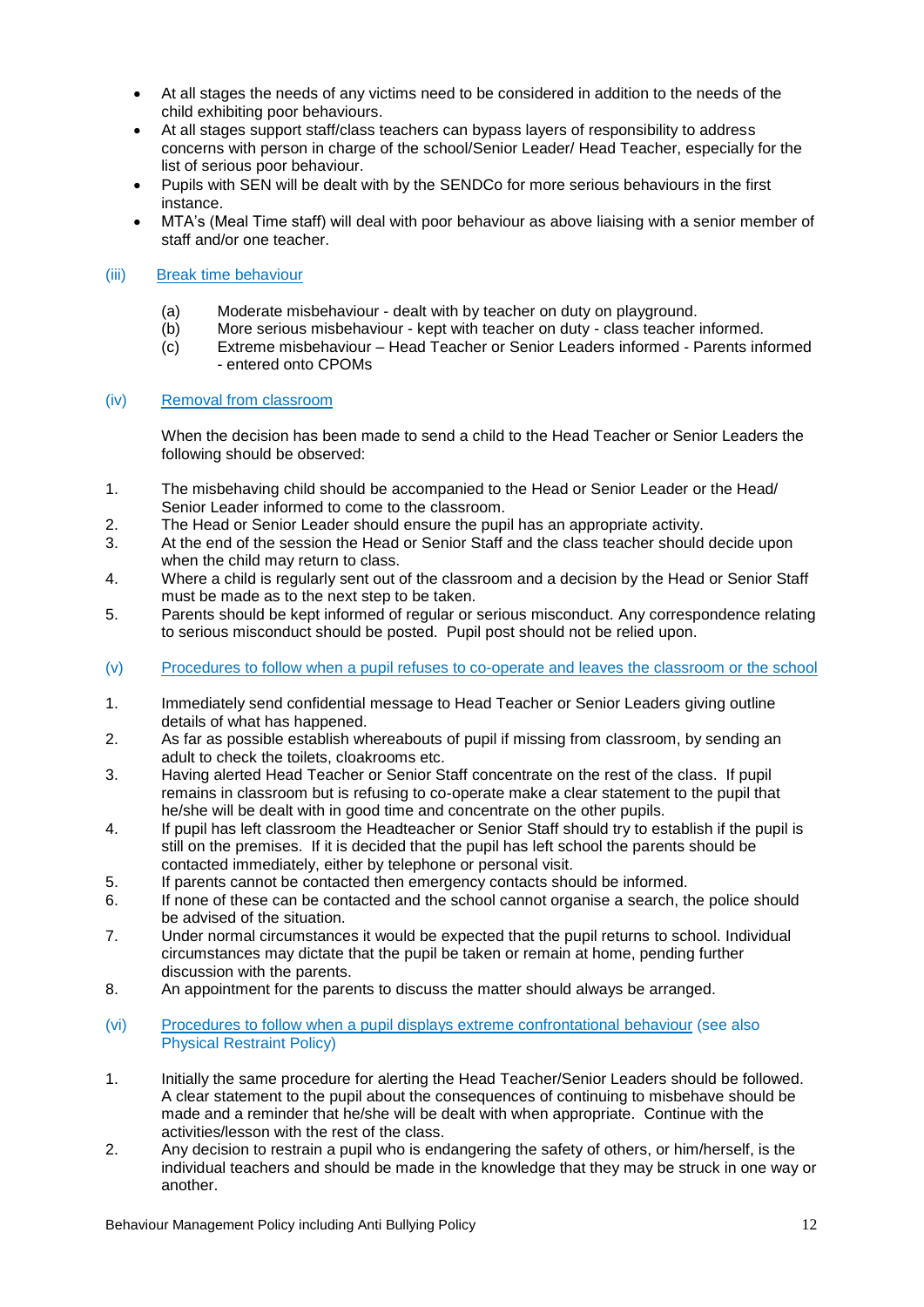- At all stages the needs of any victims need to be considered in addition to the needs of the child exhibiting poor behaviours.
- At all stages support staff/class teachers can bypass layers of responsibility to address concerns with person in charge of the school/Senior Leader/ Head Teacher, especially for the list of serious poor behaviour.
- Pupils with SEN will be dealt with by the SENDCo for more serious behaviours in the first instance.
- MTA's (Meal Time staff) will deal with poor behaviour as above liaising with a senior member of staff and/or one teacher.

### (iii) Break time behaviour

(a) Moderate misbehaviour - dealt with by teacher on duty on playground.
(b) More serious misbehaviour - kept with teacher on duty - class teacher informed.
(c) Extreme misbehaviour – Head Teacher or Senior Leaders informed - Parents informed - entered onto CPOMs

### (iv) Removal from classroom

When the decision has been made to send a child to the Head Teacher or Senior Leaders the following should be observed:

1. The misbehaving child should be accompanied to the Head or Senior Leader or the Head/ Senior Leader informed to come to the classroom.
2. The Head or Senior Leader should ensure the pupil has an appropriate activity.
3. At the end of the session the Head or Senior Staff and the class teacher should decide upon when the child may return to class.
4. Where a child is regularly sent out of the classroom and a decision by the Head or Senior Staff must be made as to the next step to be taken.
5. Parents should be kept informed of regular or serious misconduct. Any correspondence relating to serious misconduct should be posted. Pupil post should not be relied upon.

### (v) Procedures to follow when a pupil refuses to co-operate and leaves the classroom or the school

1. Immediately send confidential message to Head Teacher or Senior Leaders giving outline details of what has happened.
2. As far as possible establish whereabouts of pupil if missing from classroom, by sending an adult to check the toilets, cloakrooms etc.
3. Having alerted Head Teacher or Senior Staff concentrate on the rest of the class. If pupil remains in classroom but is refusing to co-operate make a clear statement to the pupil that he/she will be dealt with in good time and concentrate on the other pupils.
4. If pupil has left classroom the Headteacher or Senior Staff should try to establish if the pupil is still on the premises. If it is decided that the pupil has left school the parents should be contacted immediately, either by telephone or personal visit.
5. If parents cannot be contacted then emergency contacts should be informed.
6. If none of these can be contacted and the school cannot organise a search, the police should be advised of the situation.
7. Under normal circumstances it would be expected that the pupil returns to school. Individual circumstances may dictate that the pupil be taken or remain at home, pending further discussion with the parents.
8. An appointment for the parents to discuss the matter should always be arranged.

### (vi) Procedures to follow when a pupil displays extreme confrontational behaviour (see also Physical Restraint Policy)

1. Initially the same procedure for alerting the Head Teacher/Senior Leaders should be followed. A clear statement to the pupil about the consequences of continuing to misbehave should be made and a reminder that he/she will be dealt with when appropriate. Continue with the activities/lesson with the rest of the class.
2. Any decision to restrain a pupil who is endangering the safety of others, or him/herself, is the individual teachers and should be made in the knowledge that they may be struck in one way or another.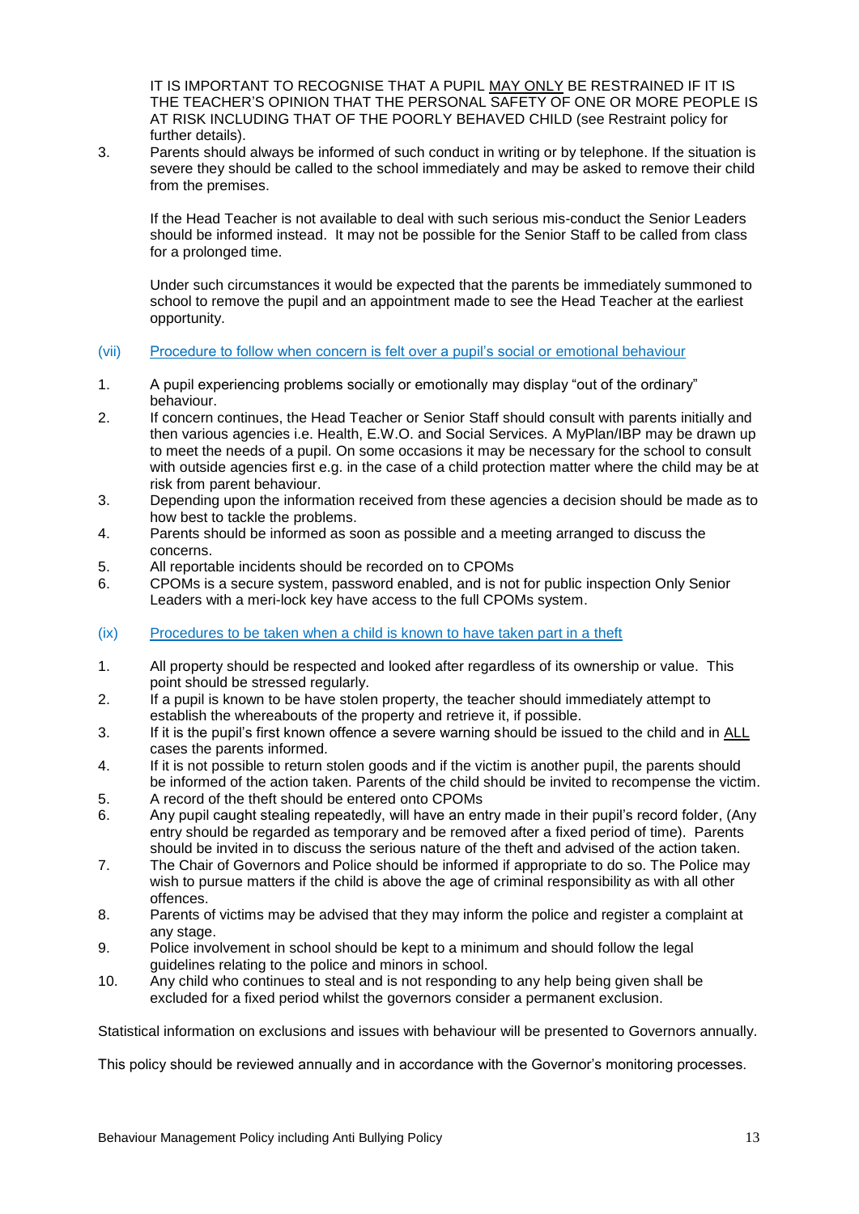IT IS IMPORTANT TO RECOGNISE THAT A PUPIL <u>MAY ONLY</u> BE RESTRAINED IF IT IS THE TEACHER'S OPINION THAT THE PERSONAL SAFETY OF ONE OR MORE PEOPLE IS AT RISK INCLUDING THAT OF THE POORLY BEHAVED CHILD (see Restraint policy for further details).

3. Parents should always be informed of such conduct in writing or by telephone. If the situation is severe they should be called to the school immediately and may be asked to remove their child from the premises.

   If the Head Teacher is not available to deal with such serious mis-conduct the Senior Leaders should be informed instead. It may not be possible for the Senior Staff to be called from class for a prolonged time.

   Under such circumstances it would be expected that the parents be immediately summoned to school to remove the pupil and an appointment made to see the Head Teacher at the earliest opportunity.

### (vii) Procedure to follow when concern is felt over a pupil's social or emotional behaviour

1. A pupil experiencing problems socially or emotionally may display "out of the ordinary" behaviour.
2. If concern continues, the Head Teacher or Senior Staff should consult with parents initially and then various agencies i.e. Health, E.W.O. and Social Services. A MyPlan/IBP may be drawn up to meet the needs of a pupil. On some occasions it may be necessary for the school to consult with outside agencies first e.g. in the case of a child protection matter where the child may be at risk from parent behaviour.
3. Depending upon the information received from these agencies a decision should be made as to how best to tackle the problems.
4. Parents should be informed as soon as possible and a meeting arranged to discuss the concerns.
5. All reportable incidents should be recorded on to CPOMs
6. CPOMs is a secure system, password enabled, and is not for public inspection Only Senior Leaders with a meri-lock key have access to the full CPOMs system.

### (ix) Procedures to be taken when a child is known to have taken part in a theft

1. All property should be respected and looked after regardless of its ownership or value. This point should be stressed regularly.
2. If a pupil is known to be have stolen property, the teacher should immediately attempt to establish the whereabouts of the property and retrieve it, if possible.
3. If it is the pupil's first known offence a severe warning should be issued to the child and in <u>ALL</u> cases the parents informed.
4. If it is not possible to return stolen goods and if the victim is another pupil, the parents should be informed of the action taken. Parents of the child should be invited to recompense the victim.
5. A record of the theft should be entered onto CPOMs
6. Any pupil caught stealing repeatedly, will have an entry made in their pupil's record folder, (Any entry should be regarded as temporary and be removed after a fixed period of time). Parents should be invited in to discuss the serious nature of the theft and advised of the action taken.
7. The Chair of Governors and Police should be informed if appropriate to do so. The Police may wish to pursue matters if the child is above the age of criminal responsibility as with all other offences.
8. Parents of victims may be advised that they may inform the police and register a complaint at any stage.
9. Police involvement in school should be kept to a minimum and should follow the legal guidelines relating to the police and minors in school.
10. Any child who continues to steal and is not responding to any help being given shall be excluded for a fixed period whilst the governors consider a permanent exclusion.

Statistical information on exclusions and issues with behaviour will be presented to Governors annually.

This policy should be reviewed annually and in accordance with the Governor's monitoring processes.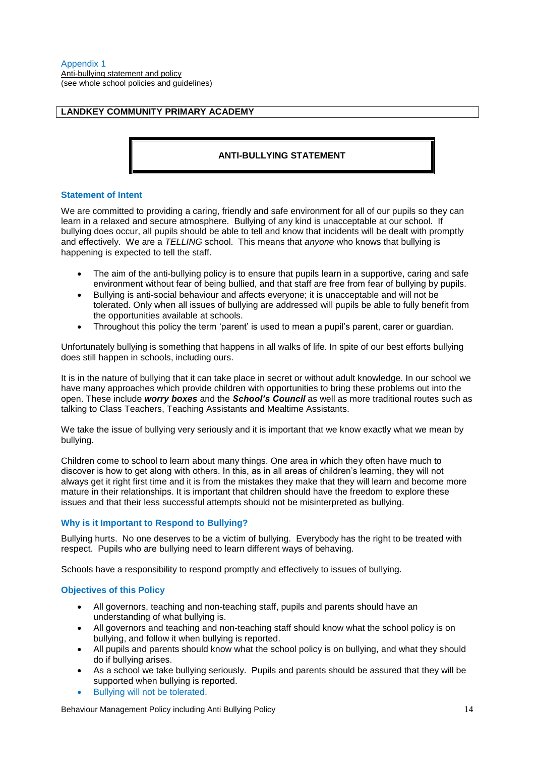Appendix 1
Anti-bullying statement and policy
(see whole school policies and guidelines)

**LANDKEY COMMUNITY PRIMARY ACADEMY**

# ANTI-BULLYING STATEMENT

## Statement of Intent

We are committed to providing a caring, friendly and safe environment for all of our pupils so they can learn in a relaxed and secure atmosphere. Bullying of any kind is unacceptable at our school. If bullying does occur, all pupils should be able to tell and know that incidents will be dealt with promptly and effectively. We are a *TELLING* school. This means that *anyone* who knows that bullying is happening is expected to tell the staff.

- The aim of the anti-bullying policy is to ensure that pupils learn in a supportive, caring and safe environment without fear of being bullied, and that staff are free from fear of bullying by pupils.
- Bullying is anti-social behaviour and affects everyone; it is unacceptable and will not be tolerated. Only when all issues of bullying are addressed will pupils be able to fully benefit from the opportunities available at schools.
- Throughout this policy the term 'parent' is used to mean a pupil's parent, carer or guardian.

Unfortunately bullying is something that happens in all walks of life. In spite of our best efforts bullying does still happen in schools, including ours.

It is in the nature of bullying that it can take place in secret or without adult knowledge. In our school we have many approaches which provide children with opportunities to bring these problems out into the open. These include ***worry boxes*** and the ***School's Council*** as well as more traditional routes such as talking to Class Teachers, Teaching Assistants and Mealtime Assistants.

We take the issue of bullying very seriously and it is important that we know exactly what we mean by bullying.

Children come to school to learn about many things. One area in which they often have much to discover is how to get along with others. In this, as in all areas of children's learning, they will not always get it right first time and it is from the mistakes they make that they will learn and become more mature in their relationships. It is important that children should have the freedom to explore these issues and that their less successful attempts should not be misinterpreted as bullying.

## Why is it Important to Respond to Bullying?

Bullying hurts. No one deserves to be a victim of bullying. Everybody has the right to be treated with respect. Pupils who are bullying need to learn different ways of behaving.

Schools have a responsibility to respond promptly and effectively to issues of bullying.

## Objectives of this Policy

- All governors, teaching and non-teaching staff, pupils and parents should have an understanding of what bullying is.
- All governors and teaching and non-teaching staff should know what the school policy is on bullying, and follow it when bullying is reported.
- All pupils and parents should know what the school policy is on bullying, and what they should do if bullying arises.
- As a school we take bullying seriously. Pupils and parents should be assured that they will be supported when bullying is reported.
- Bullying will not be tolerated.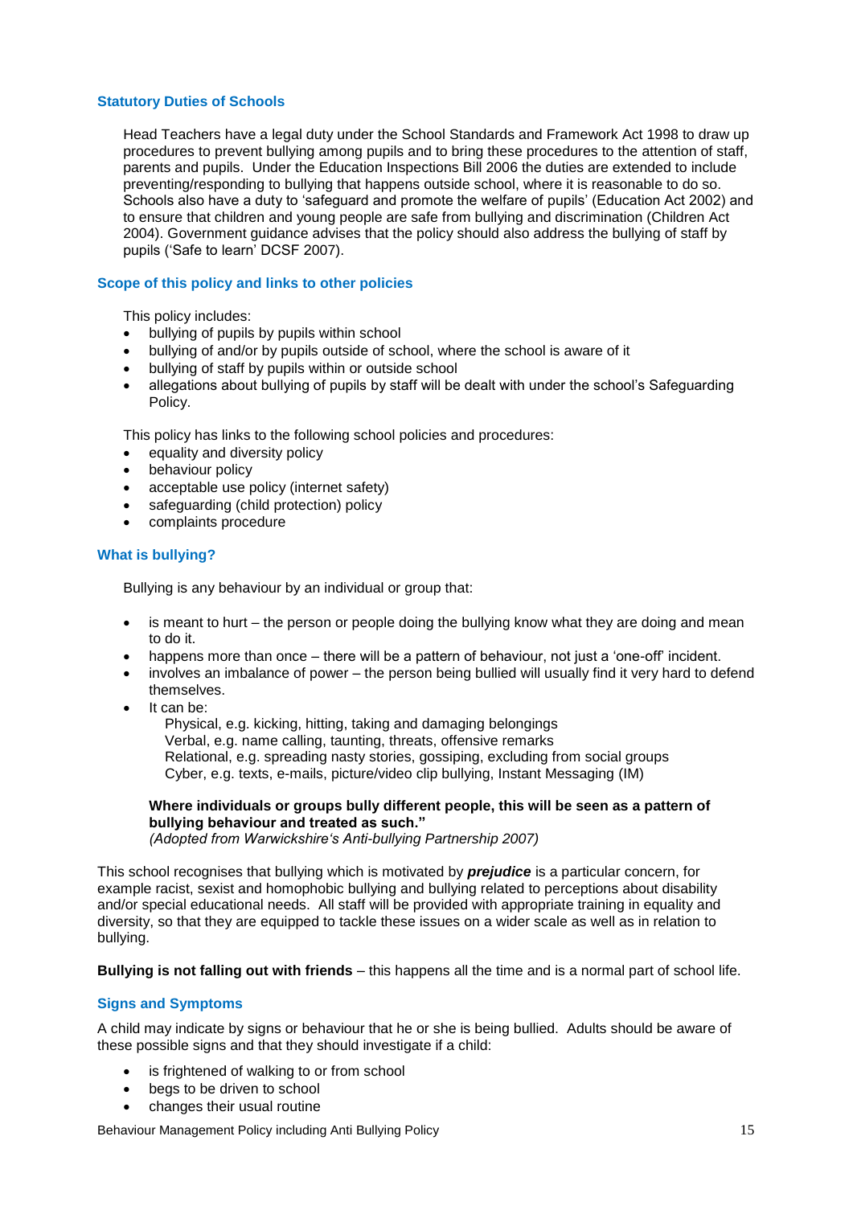### Statistical Duties of Schools

Head Teachers have a legal duty under the School Standards and Framework Act 1998 to draw up procedures to prevent bullying among pupils and to bring these procedures to the attention of staff, parents and pupils. Under the Education Inspections Bill 2006 the duties are extended to include preventing/responding to bullying that happens outside school, where it is reasonable to do so. Schools also have a duty to 'safeguard and promote the welfare of pupils' (Education Act 2002) and to ensure that children and young people are safe from bullying and discrimination (Children Act 2004). Government guidance advises that the policy should also address the bullying of staff by pupils ('Safe to learn' DCSF 2007).

### Scope of this policy and links to other policies

This policy includes:

- bullying of pupils by pupils within school
- bullying of and/or by pupils outside of school, where the school is aware of it
- bullying of staff by pupils within or outside school
- allegations about bullying of pupils by staff will be dealt with under the school's Safeguarding Policy.

This policy has links to the following school policies and procedures:

- equality and diversity policy
- behaviour policy
- acceptable use policy (internet safety)
- safeguarding (child protection) policy
- complaints procedure

### What is bullying?

Bullying is any behaviour by an individual or group that:

- is meant to hurt – the person or people doing the bullying know what they are doing and mean to do it.
- happens more than once – there will be a pattern of behaviour, not just a 'one-off' incident.
- involves an imbalance of power – the person being bullied will usually find it very hard to defend themselves.
- It can be:
  Physical, e.g. kicking, hitting, taking and damaging belongings
  Verbal, e.g. name calling, taunting, threats, offensive remarks
  Relational, e.g. spreading nasty stories, gossiping, excluding from social groups
  Cyber, e.g. texts, e-mails, picture/video clip bullying, Instant Messaging (IM)

**Where individuals or groups bully different people, this will be seen as a pattern of bullying behaviour and treated as such."**
*(Adopted from Warwickshire's Anti-bullying Partnership 2007)*

This school recognises that bullying which is motivated by ***prejudice*** is a particular concern, for example racist, sexist and homophobic bullying and bullying related to perceptions about disability and/or special educational needs. All staff will be provided with appropriate training in equality and diversity, so that they are equipped to tackle these issues on a wider scale as well as in relation to bullying.

**Bullying is not falling out with friends** – this happens all the time and is a normal part of school life.

### Signs and Symptoms

A child may indicate by signs or behaviour that he or she is being bullied. Adults should be aware of these possible signs and that they should investigate if a child:

- is frightened of walking to or from school
- begs to be driven to school
- changes their usual routine

### Statutory Duties of Schools

Head Teachers have a legal duty under the School Standards and Framework Act 1998 to draw up procedures to prevent bullying among pupils and to bring these procedures to the attention of staff, parents and pupils. Under the Education Inspections Bill 2006 the duties are extended to include preventing/responding to bullying that happens outside school, where it is reasonable to do so. Schools also have a duty to 'safeguard and promote the welfare of pupils' (Education Act 2002) and to ensure that children and young people are safe from bullying and discrimination (Children Act 2004). Government guidance advises that the policy should also address the bullying of staff by pupils ('Safe to learn' DCSF 2007).

### Scope of this policy and links to other policies

This policy includes:

- bullying of pupils by pupils within school
- bullying of and/or by pupils outside of school, where the school is aware of it
- bullying of staff by pupils within or outside school
- allegations about bullying of pupils by staff will be dealt with under the school's Safeguarding Policy.

This policy has links to the following school policies and procedures:

- equality and diversity policy
- behaviour policy
- acceptable use policy (internet safety)
- safeguarding (child protection) policy
- complaints procedure

### What is bullying?

Bullying is any behaviour by an individual or group that:

- is meant to hurt – the person or people doing the bullying know what they are doing and mean to do it.
- happens more than once – there will be a pattern of behaviour, not just a 'one-off' incident.
- involves an imbalance of power – the person being bullied will usually find it very hard to defend themselves.
- It can be:
  Physical, e.g. kicking, hitting, taking and damaging belongings
  Verbal, e.g. name calling, taunting, threats, offensive remarks
  Relational, e.g. spreading nasty stories, gossiping, excluding from social groups
  Cyber, e.g. texts, e-mails, picture/video clip bullying, Instant Messaging (IM)

**Where individuals or groups bully different people, this will be seen as a pattern of bullying behaviour and treated as such."**
*(Adopted from Warwickshire's Anti-bullying Partnership 2007)*

This school recognises that bullying which is motivated by ***prejudice*** is a particular concern, for example racist, sexist and homophobic bullying and bullying related to perceptions about disability and/or special educational needs. All staff will be provided with appropriate training in equality and diversity, so that they are equipped to tackle these issues on a wider scale as well as in relation to bullying.

**Bullying is not falling out with friends** – this happens all the time and is a normal part of school life.

### Signs and Symptoms

A child may indicate by signs or behaviour that he or she is being bullied. Adults should be aware of these possible signs and that they should investigate if a child:

- is frightened of walking to or from school
- begs to be driven to school
- changes their usual routine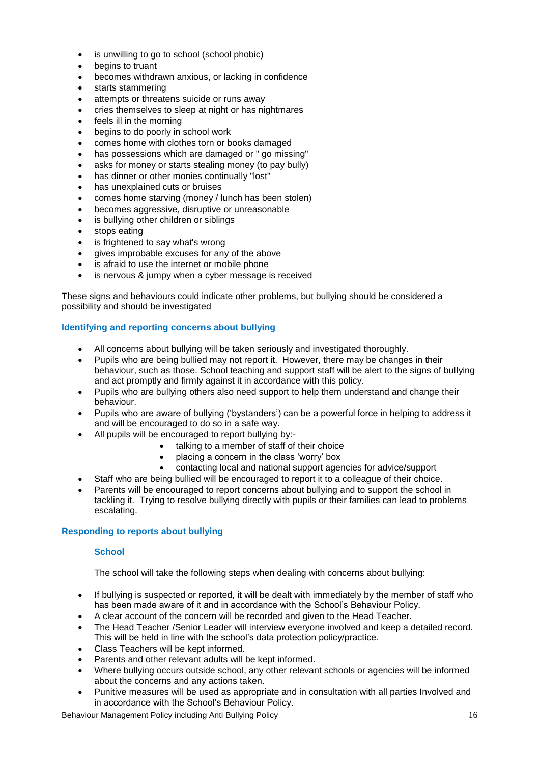- is unwilling to go to school (school phobic)
- begins to truant
- becomes withdrawn anxious, or lacking in confidence
- starts stammering
- attempts or threatens suicide or runs away
- cries themselves to sleep at night or has nightmares
- feels ill in the morning
- begins to do poorly in school work
- comes home with clothes torn or books damaged
- has possessions which are damaged or " go missing"
- asks for money or starts stealing money (to pay bully)
- has dinner or other monies continually "lost"
- has unexplained cuts or bruises
- comes home starving (money / lunch has been stolen)
- becomes aggressive, disruptive or unreasonable
- is bullying other children or siblings
- stops eating
- is frightened to say what's wrong
- gives improbable excuses for any of the above
- is afraid to use the internet or mobile phone
- is nervous & jumpy when a cyber message is received

These signs and behaviours could indicate other problems, but bullying should be considered a possibility and should be investigated

### Identifying and reporting concerns about bullying

- All concerns about bullying will be taken seriously and investigated thoroughly.
- Pupils who are being bullied may not report it. However, there may be changes in their behaviour, such as those. School teaching and support staff will be alert to the signs of bullying and act promptly and firmly against it in accordance with this policy.
- Pupils who are bullying others also need support to help them understand and change their behaviour.
- Pupils who are aware of bullying ('bystanders') can be a powerful force in helping to address it and will be encouraged to do so in a safe way.
- All pupils will be encouraged to report bullying by:-
    - talking to a member of staff of their choice
    - placing a concern in the class 'worry' box
    - contacting local and national support agencies for advice/support
- Staff who are being bullied will be encouraged to report it to a colleague of their choice.
- Parents will be encouraged to report concerns about bullying and to support the school in tackling it. Trying to resolve bullying directly with pupils or their families can lead to problems escalating.

### Responding to reports about bullying

#### School

The school will take the following steps when dealing with concerns about bullying:

- If bullying is suspected or reported, it will be dealt with immediately by the member of staff who has been made aware of it and in accordance with the School's Behaviour Policy.
- A clear account of the concern will be recorded and given to the Head Teacher.
- The Head Teacher /Senior Leader will interview everyone involved and keep a detailed record. This will be held in line with the school's data protection policy/practice.
- Class Teachers will be kept informed.
- Parents and other relevant adults will be kept informed.
- Where bullying occurs outside school, any other relevant schools or agencies will be informed about the concerns and any actions taken.
- Punitive measures will be used as appropriate and in consultation with all parties Involved and in accordance with the School's Behaviour Policy.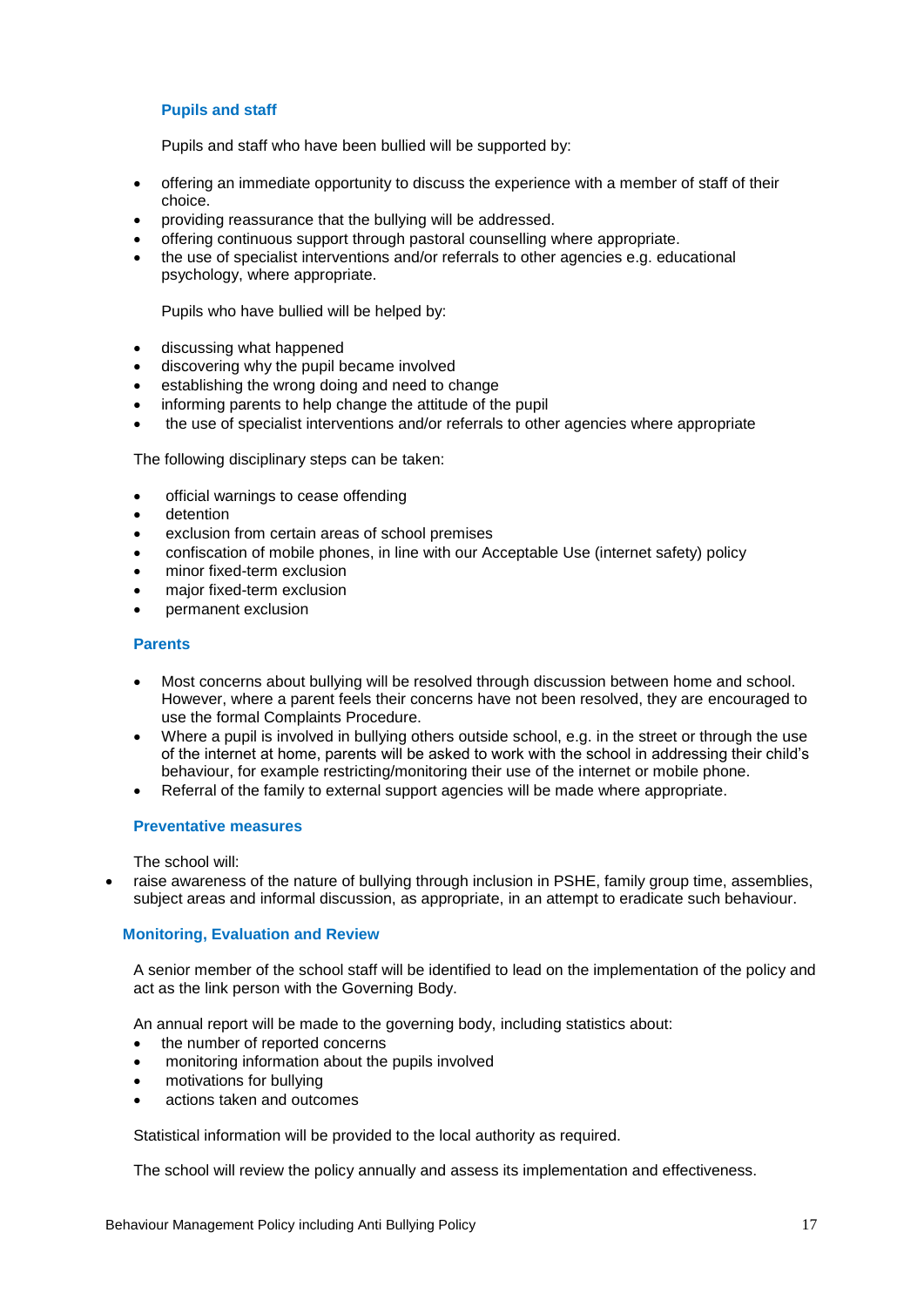### Pupils and staff

Pupils and staff who have been bullied will be supported by:

- offering an immediate opportunity to discuss the experience with a member of staff of their choice.
- providing reassurance that the bullying will be addressed.
- offering continuous support through pastoral counselling where appropriate.
- the use of specialist interventions and/or referrals to other agencies e.g. educational psychology, where appropriate.

Pupils who have bullied will be helped by:

- discussing what happened
- discovering why the pupil became involved
- establishing the wrong doing and need to change
- informing parents to help change the attitude of the pupil
- the use of specialist interventions and/or referrals to other agencies where appropriate

The following disciplinary steps can be taken:

- official warnings to cease offending
- detention
- exclusion from certain areas of school premises
- confiscation of mobile phones, in line with our Acceptable Use (internet safety) policy
- minor fixed-term exclusion
- major fixed-term exclusion
- permanent exclusion

### Parents

- Most concerns about bullying will be resolved through discussion between home and school. However, where a parent feels their concerns have not been resolved, they are encouraged to use the formal Complaints Procedure.
- Where a pupil is involved in bullying others outside school, e.g. in the street or through the use of the internet at home, parents will be asked to work with the school in addressing their child's behaviour, for example restricting/monitoring their use of the internet or mobile phone.
- Referral of the family to external support agencies will be made where appropriate.

### Preventative measures

The school will:

- raise awareness of the nature of bullying through inclusion in PSHE, family group time, assemblies, subject areas and informal discussion, as appropriate, in an attempt to eradicate such behaviour.

### Monitoring, Evaluation and Review

A senior member of the school staff will be identified to lead on the implementation of the policy and act as the link person with the Governing Body.

An annual report will be made to the governing body, including statistics about:

- the number of reported concerns
- monitoring information about the pupils involved
- motivations for bullying
- actions taken and outcomes

Statistical information will be provided to the local authority as required.

The school will review the policy annually and assess its implementation and effectiveness.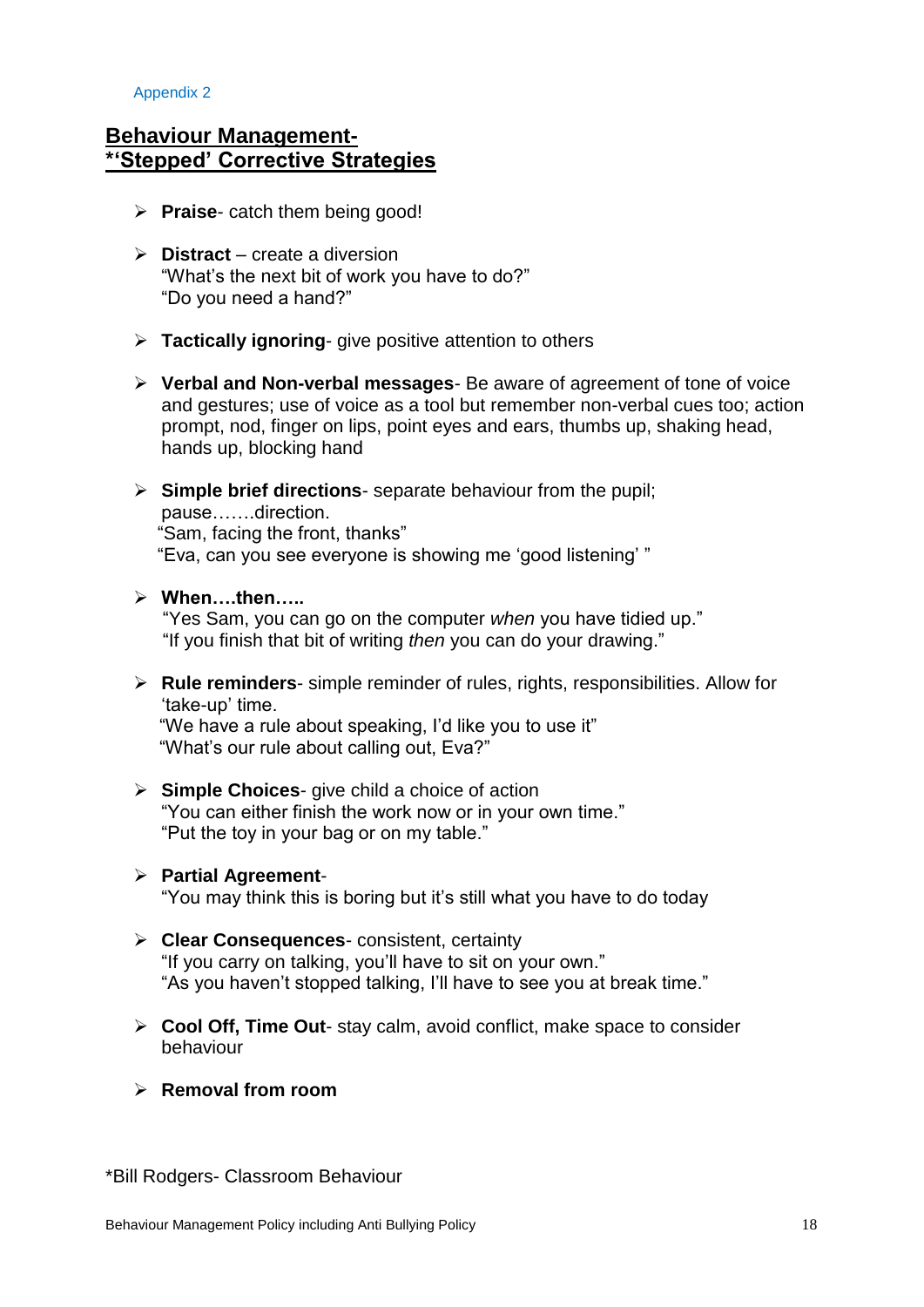Appendix 2

## Behaviour Management- *'Stepped' Corrective Strategies

- **Praise**- catch them being good!
- **Distract** – create a diversion
  "What's the next bit of work you have to do?"
  "Do you need a hand?"
- **Tactically ignoring**- give positive attention to others
- **Verbal and Non-verbal messages**- Be aware of agreement of tone of voice and gestures; use of voice as a tool but remember non-verbal cues too; action prompt, nod, finger on lips, point eyes and ears, thumbs up, shaking head, hands up, blocking hand
- **Simple brief directions**- separate behaviour from the pupil; pause…….direction.
  "Sam, facing the front, thanks"
  "Eva, can you see everyone is showing me 'good listening' "
- **When….then…..**
  "Yes Sam, you can go on the computer *when* you have tidied up."
  "If you finish that bit of writing *then* you can do your drawing."
- **Rule reminders**- simple reminder of rules, rights, responsibilities. Allow for 'take-up' time.
  "We have a rule about speaking, I'd like you to use it"
  "What's our rule about calling out, Eva?"
- **Simple Choices**- give child a choice of action
  "You can either finish the work now or in your own time."
  "Put the toy in your bag or on my table."
- **Partial Agreement**-
  "You may think this is boring but it's still what you have to do today
- **Clear Consequences**- consistent, certainty
  "If you carry on talking, you'll have to sit on your own."
  "As you haven't stopped talking, I'll have to see you at break time."
- **Cool Off, Time Out**- stay calm, avoid conflict, make space to consider behaviour
- **Removal from room**

*Bill Rodgers- Classroom Behaviour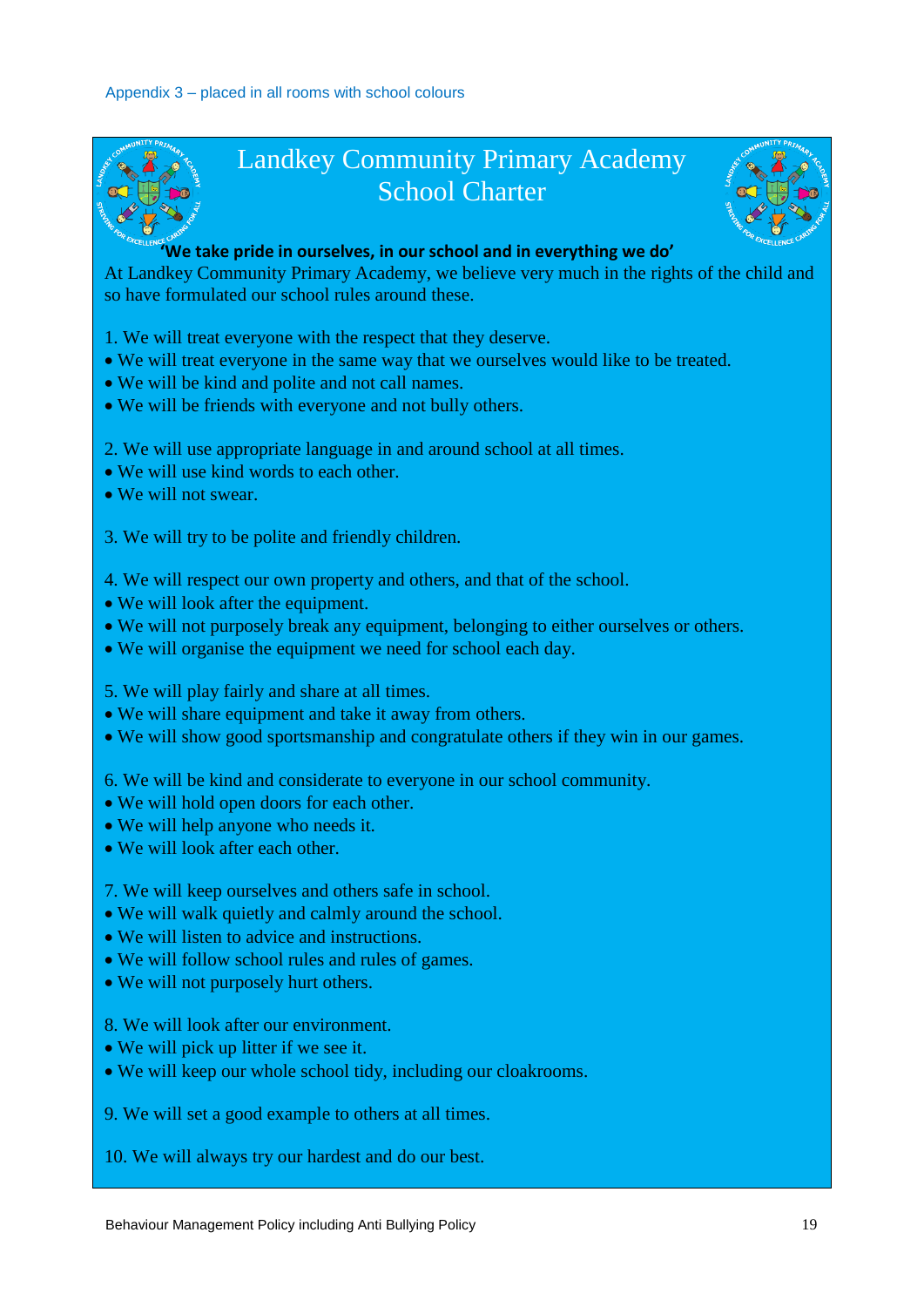Appendix 3 – placed in all rooms with school colours

# Landkey Community Primary Academy School Charter

**'We take pride in ourselves, in our school and in everything we do'**

At Landkey Community Primary Academy, we believe very much in the rights of the child and so have formulated our school rules around these.

1. We will treat everyone with the respect that they deserve.
- We will treat everyone in the same way that we ourselves would like to be treated.
- We will be kind and polite and not call names.
- We will be friends with everyone and not bully others.

2. We will use appropriate language in and around school at all times.
- We will use kind words to each other.
- We will not swear.

3. We will try to be polite and friendly children.

4. We will respect our own property and others, and that of the school.
- We will look after the equipment.
- We will not purposely break any equipment, belonging to either ourselves or others.
- We will organise the equipment we need for school each day.

5. We will play fairly and share at all times.
- We will share equipment and take it away from others.
- We will show good sportsmanship and congratulate others if they win in our games.

6. We will be kind and considerate to everyone in our school community.
- We will hold open doors for each other.
- We will help anyone who needs it.
- We will look after each other.

7. We will keep ourselves and others safe in school.
- We will walk quietly and calmly around the school.
- We will listen to advice and instructions.
- We will follow school rules and rules of games.
- We will not purposely hurt others.

8. We will look after our environment.
- We will pick up litter if we see it.
- We will keep our whole school tidy, including our cloakrooms.

9. We will set a good example to others at all times.

10. We will always try our hardest and do our best.